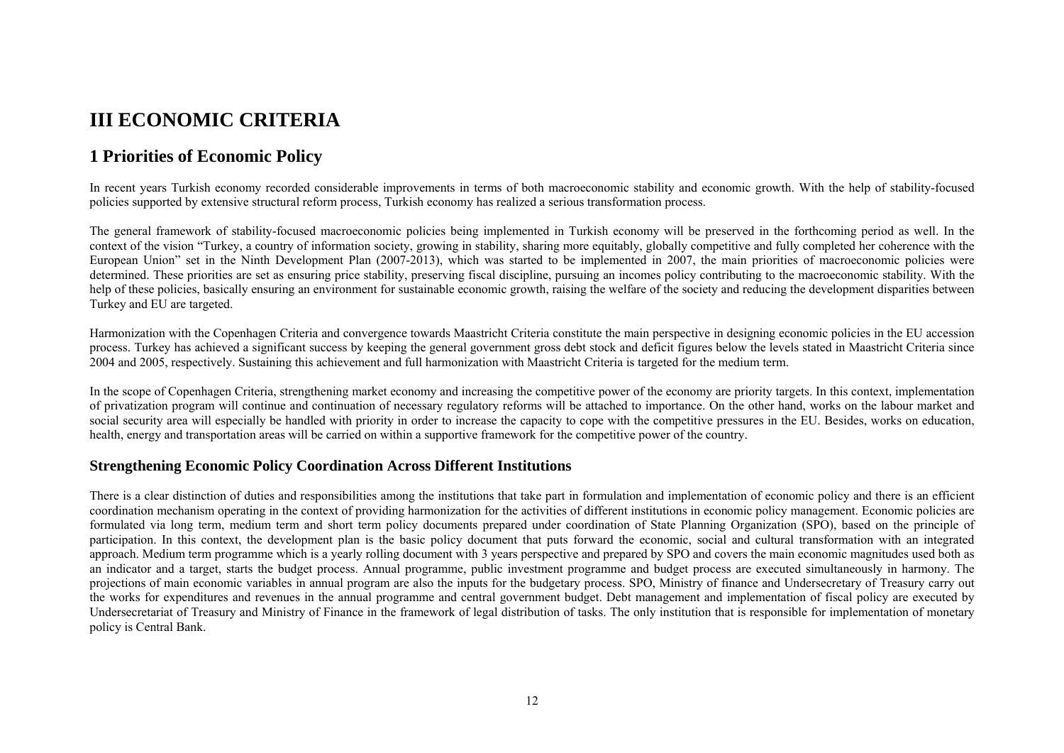# III ECONOMIC CRITERIA

## 1 Priorities of Economic Policy

In recent years Turkish economy recorded considerable improvements in terms of both macroeconomic stability and economic growth. With the help of stability-focused policies supported by extensive structural reform process, Turkish economy has realized a serious transformation process.

The general framework of stability-focused macroeconomic policies being implemented in Turkish economy will be preserved in the forthcoming period as well. In the context of the vision "Turkey, a country of information society, growing in stability, sharing more equitably, globally competitive and fully completed her coherence with the European Union" set in the Ninth Development Plan (2007-2013), which was started to be implemented in 2007, the main priorities of macroeconomic policies were determined. These priorities are set as ensuring price stability, preserving fiscal discipline, pursuing an incomes policy contributing to the macroeconomic stability. With the help of these policies, basically ensuring an environment for sustainable economic growth, raising the welfare of the society and reducing the development disparities between Turkey and EU are targeted.

Harmonization with the Copenhagen Criteria and convergence towards Maastricht Criteria constitute the main perspective in designing economic policies in the EU accession process. Turkey has achieved a significant success by keeping the general government gross debt stock and deficit figures below the levels stated in Maastricht Criteria since 2004 and 2005, respectively. Sustaining this achievement and full harmonization with Maastricht Criteria is targeted for the medium term.

In the scope of Copenhagen Criteria, strengthening market economy and increasing the competitive power of the economy are priority targets. In this context, implementation of privatization program will continue and continuation of necessary regulatory reforms will be attached to importance. On the other hand, works on the labour market and social security area will especially be handled with priority in order to increase the capacity to cope with the competitive pressures in the EU. Besides, works on education, health, energy and transportation areas will be carried on within a supportive framework for the competitive power of the country.

### Strengthening Economic Policy Coordination Across Different Institutions

There is a clear distinction of duties and responsibilities among the institutions that take part in formulation and implementation of economic policy and there is an efficient coordination mechanism operating in the context of providing harmonization for the activities of different institutions in economic policy management. Economic policies are formulated via long term, medium term and short term policy documents prepared under coordination of State Planning Organization (SPO), based on the principle of participation. In this context, the development plan is the basic policy document that puts forward the economic, social and cultural transformation with an integrated approach. Medium term programme which is a yearly rolling document with 3 years perspective and prepared by SPO and covers the main economic magnitudes used both as an indicator and a target, starts the budget process. Annual programme, public investment programme and budget process are executed simultaneously in harmony. The projections of main economic variables in annual program are also the inputs for the budgetary process. SPO, Ministry of finance and Undersecretary of Treasury carry out the works for expenditures and revenues in the annual programme and central government budget. Debt management and implementation of fiscal policy are executed by Undersecretariat of Treasury and Ministry of Finance in the framework of legal distribution of tasks. The only institution that is responsible for implementation of monetary policy is Central Bank.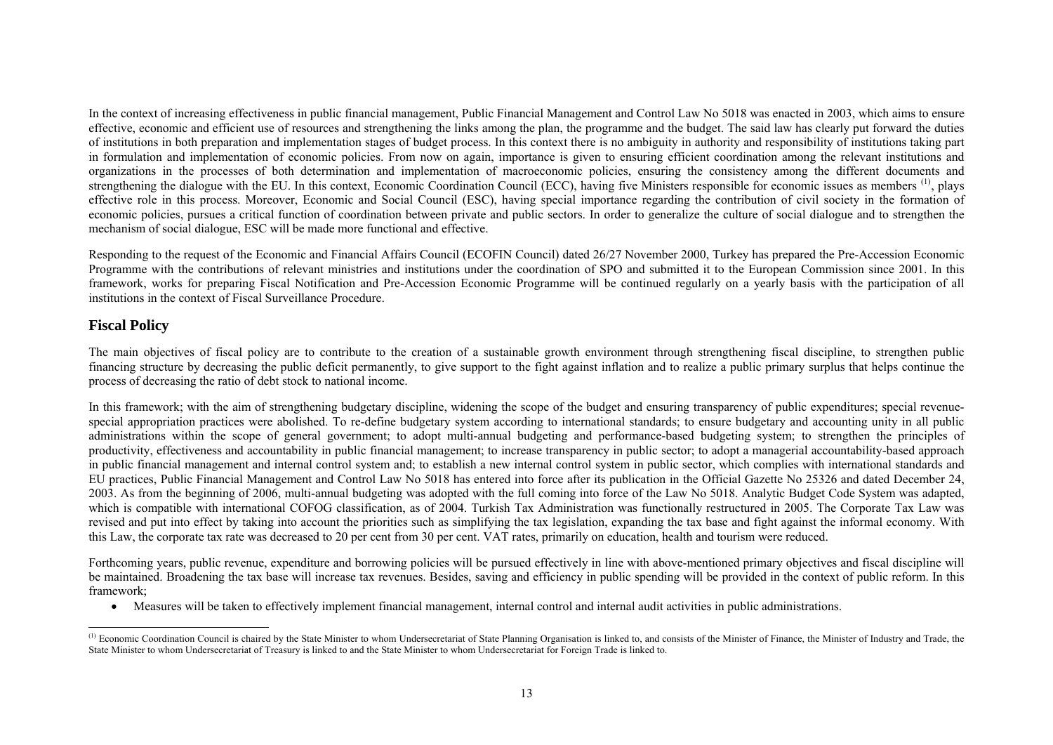In the context of increasing effectiveness in public financial management, Public Financial Management and Control Law No 5018 was enacted in 2003, which aims to ensure effective, economic and efficient use of resources and strengthening the links among the plan, the programme and the budget. The said law has clearly put forward the duties of institutions in both preparation and implementation stages of budget process. In this context there is no ambiguity in authority and responsibility of institutions taking part in formulation and implementation of economic policies. From now on again, importance is given to ensuring efficient coordination among the relevant institutions and organizations in the processes of both determination and implementation of macroeconomic policies, ensuring the consistency among the different documents and strengthening the dialogue with the EU. In this context, Economic Coordination Council (ECC), having five Ministers responsible for economic issues as members [(1)], plays effective role in this process. Moreover, Economic and Social Council (ESC), having special importance regarding the contribution of civil society in the formation of economic policies, pursues a critical function of coordination between private and public sectors. In order to generalize the culture of social dialogue and to strengthen the mechanism of social dialogue, ESC will be made more functional and effective.

Responding to the request of the Economic and Financial Affairs Council (ECOFIN Council) dated 26/27 November 2000, Turkey has prepared the Pre-Accession Economic Programme with the contributions of relevant ministries and institutions under the coordination of SPO and submitted it to the European Commission since 2001. In this framework, works for preparing Fiscal Notification and Pre-Accession Economic Programme will be continued regularly on a yearly basis with the participation of all institutions in the context of Fiscal Surveillance Procedure.

## Fiscal Policy

The main objectives of fiscal policy are to contribute to the creation of a sustainable growth environment through strengthening fiscal discipline, to strengthen public financing structure by decreasing the public deficit permanently, to give support to the fight against inflation and to realize a public primary surplus that helps continue the process of decreasing the ratio of debt stock to national income.

In this framework; with the aim of strengthening budgetary discipline, widening the scope of the budget and ensuring transparency of public expenditures; special revenue-special appropriation practices were abolished. To re-define budgetary system according to international standards; to ensure budgetary and accounting unity in all public administrations within the scope of general government; to adopt multi-annual budgeting and performance-based budgeting system; to strengthen the principles of productivity, effectiveness and accountability in public financial management; to increase transparency in public sector; to adopt a managerial accountability-based approach in public financial management and internal control system and; to establish a new internal control system in public sector, which complies with international standards and EU practices, Public Financial Management and Control Law No 5018 has entered into force after its publication in the Official Gazette No 25326 and dated December 24, 2003. As from the beginning of 2006, multi-annual budgeting was adopted with the full coming into force of the Law No 5018. Analytic Budget Code System was adapted, which is compatible with international COFOG classification, as of 2004. Turkish Tax Administration was functionally restructured in 2005. The Corporate Tax Law was revised and put into effect by taking into account the priorities such as simplifying the tax legislation, expanding the tax base and fight against the informal economy. With this Law, the corporate tax rate was decreased to 20 per cent from 30 per cent. VAT rates, primarily on education, health and tourism were reduced.

Forthcoming years, public revenue, expenditure and borrowing policies will be pursued effectively in line with above-mentioned primary objectives and fiscal discipline will be maintained. Broadening the tax base will increase tax revenues. Besides, saving and efficiency in public spending will be provided in the context of public reform. In this framework;

- Measures will be taken to effectively implement financial management, internal control and internal audit activities in public administrations.

---

[(1)] Economic Coordination Council is chaired by the State Minister to whom Undersecretariat of State Planning Organisation is linked to, and consists of the Minister of Finance, the Minister of Industry and Trade, the State Minister to whom Undersecretariat of Treasury is linked to and the State Minister to whom Undersecretariat for Foreign Trade is linked to.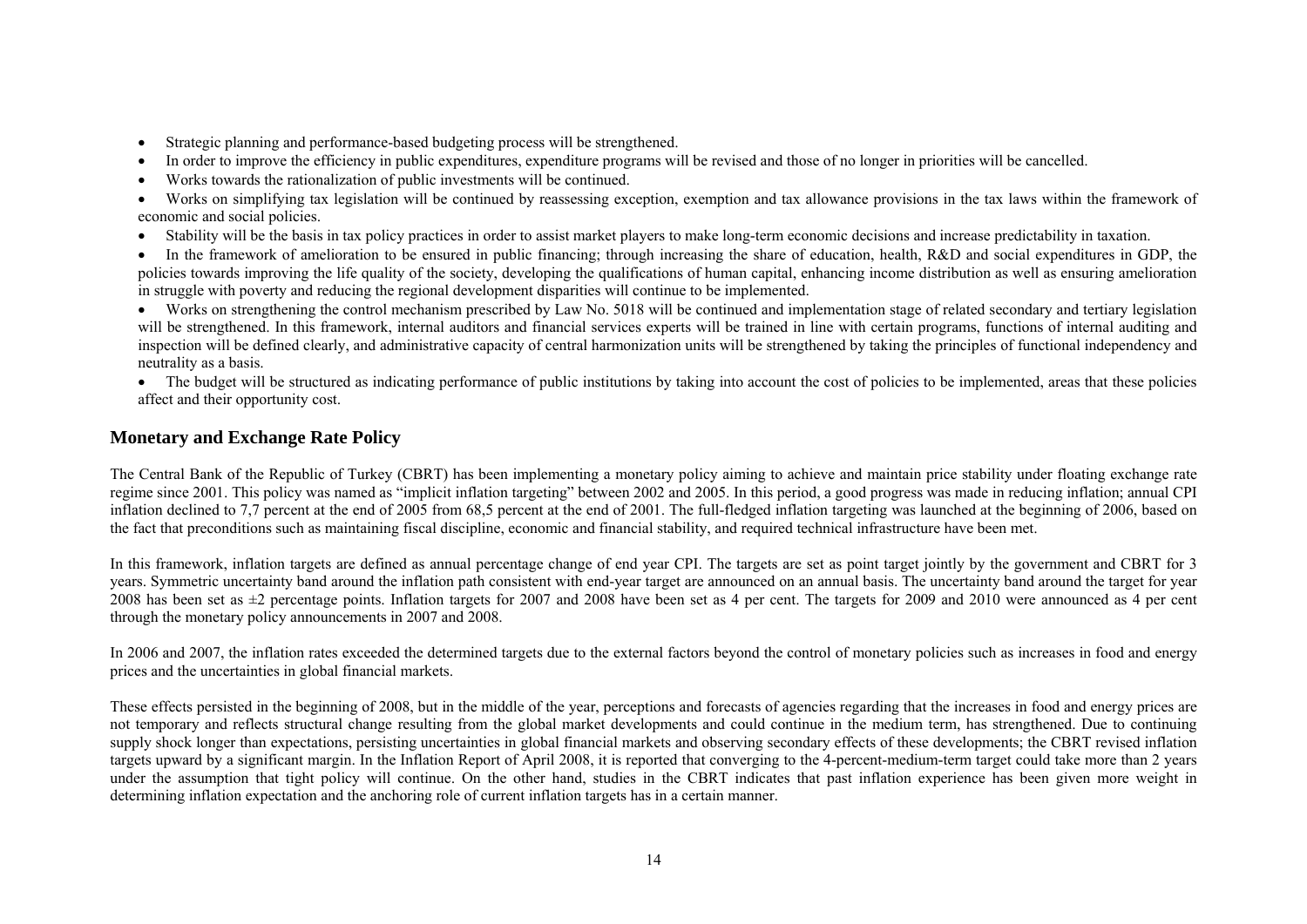- Strategic planning and performance-based budgeting process will be strengthened.
- In order to improve the efficiency in public expenditures, expenditure programs will be revised and those of no longer in priorities will be cancelled.
- Works towards the rationalization of public investments will be continued.
- Works on simplifying tax legislation will be continued by reassessing exception, exemption and tax allowance provisions in the tax laws within the framework of economic and social policies.
- Stability will be the basis in tax policy practices in order to assist market players to make long-term economic decisions and increase predictability in taxation.
- In the framework of amelioration to be ensured in public financing; through increasing the share of education, health, R&D and social expenditures in GDP, the policies towards improving the life quality of the society, developing the qualifications of human capital, enhancing income distribution as well as ensuring amelioration in struggle with poverty and reducing the regional development disparities will continue to be implemented.
- Works on strengthening the control mechanism prescribed by Law No. 5018 will be continued and implementation stage of related secondary and tertiary legislation will be strengthened. In this framework, internal auditors and financial services experts will be trained in line with certain programs, functions of internal auditing and inspection will be defined clearly, and administrative capacity of central harmonization units will be strengthened by taking the principles of functional independency and neutrality as a basis.
- The budget will be structured as indicating performance of public institutions by taking into account the cost of policies to be implemented, areas that these policies affect and their opportunity cost.

## Monetary and Exchange Rate Policy

The Central Bank of the Republic of Turkey (CBRT) has been implementing a monetary policy aiming to achieve and maintain price stability under floating exchange rate regime since 2001. This policy was named as "implicit inflation targeting" between 2002 and 2005. In this period, a good progress was made in reducing inflation; annual CPI inflation declined to 7,7 percent at the end of 2005 from 68,5 percent at the end of 2001. The full-fledged inflation targeting was launched at the beginning of 2006, based on the fact that preconditions such as maintaining fiscal discipline, economic and financial stability, and required technical infrastructure have been met.

In this framework, inflation targets are defined as annual percentage change of end year CPI. The targets are set as point target jointly by the government and CBRT for 3 years. Symmetric uncertainty band around the inflation path consistent with end-year target are announced on an annual basis. The uncertainty band around the target for year 2008 has been set as ±2 percentage points. Inflation targets for 2007 and 2008 have been set as 4 per cent. The targets for 2009 and 2010 were announced as 4 per cent through the monetary policy announcements in 2007 and 2008.

In 2006 and 2007, the inflation rates exceeded the determined targets due to the external factors beyond the control of monetary policies such as increases in food and energy prices and the uncertainties in global financial markets.

These effects persisted in the beginning of 2008, but in the middle of the year, perceptions and forecasts of agencies regarding that the increases in food and energy prices are not temporary and reflects structural change resulting from the global market developments and could continue in the medium term, has strengthened. Due to continuing supply shock longer than expectations, persisting uncertainties in global financial markets and observing secondary effects of these developments; the CBRT revised inflation targets upward by a significant margin. In the Inflation Report of April 2008, it is reported that converging to the 4-percent-medium-term target could take more than 2 years under the assumption that tight policy will continue. On the other hand, studies in the CBRT indicates that past inflation experience has been given more weight in determining inflation expectation and the anchoring role of current inflation targets has in a certain manner.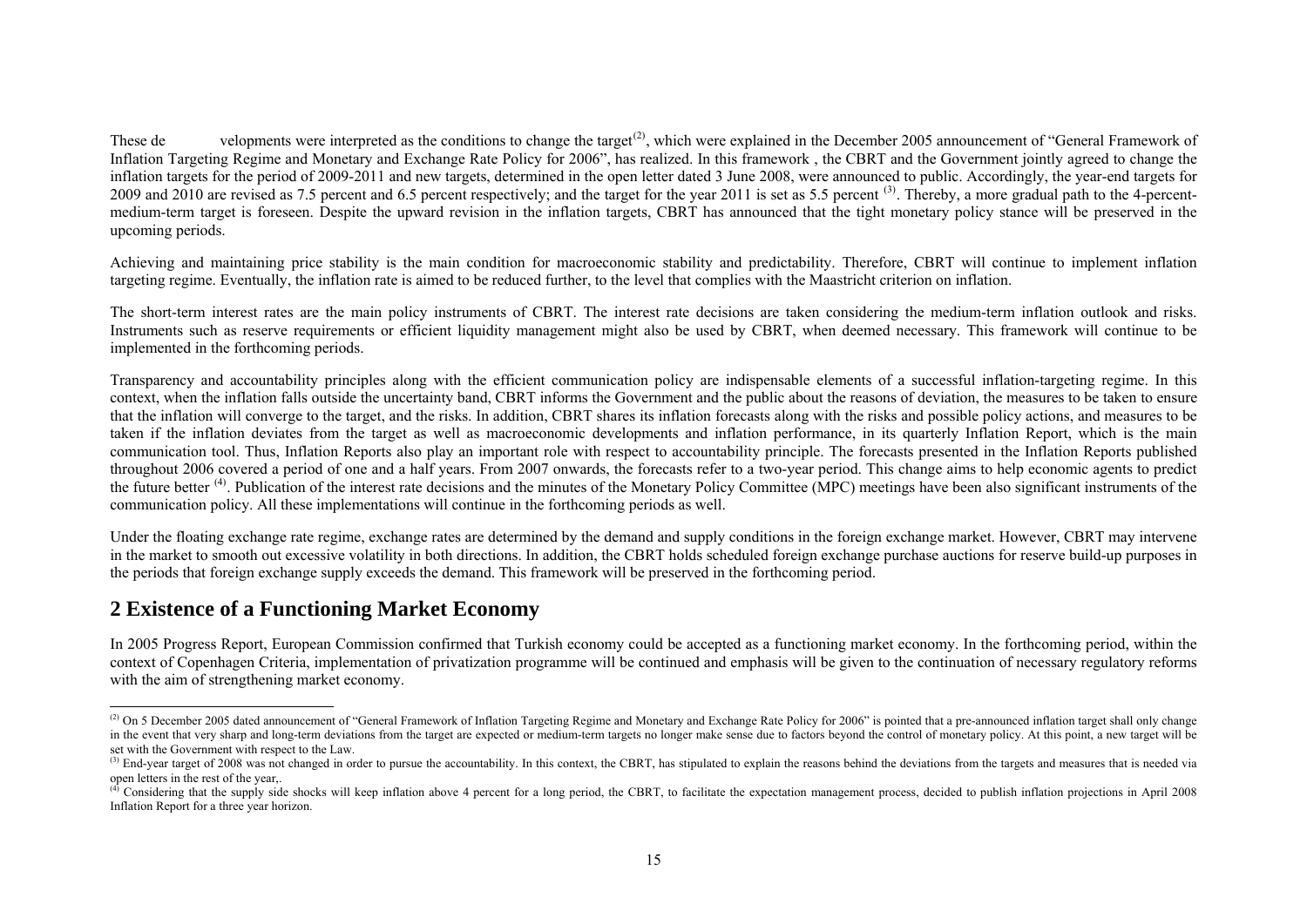These developments were interpreted as the conditions to change the target[2], which were explained in the December 2005 announcement of "General Framework of Inflation Targeting Regime and Monetary and Exchange Rate Policy for 2006", has realized. In this framework , the CBRT and the Government jointly agreed to change the inflation targets for the period of 2009-2011 and new targets, determined in the open letter dated 3 June 2008, were announced to public. Accordingly, the year-end targets for 2009 and 2010 are revised as 7.5 percent and 6.5 percent respectively; and the target for the year 2011 is set as 5.5 percent [3]. Thereby, a more gradual path to the 4-percent-medium-term target is foreseen. Despite the upward revision in the inflation targets, CBRT has announced that the tight monetary policy stance will be preserved in the upcoming periods.

Achieving and maintaining price stability is the main condition for macroeconomic stability and predictability. Therefore, CBRT will continue to implement inflation targeting regime. Eventually, the inflation rate is aimed to be reduced further, to the level that complies with the Maastricht criterion on inflation.

The short-term interest rates are the main policy instruments of CBRT. The interest rate decisions are taken considering the medium-term inflation outlook and risks. Instruments such as reserve requirements or efficient liquidity management might also be used by CBRT, when deemed necessary. This framework will continue to be implemented in the forthcoming periods.

Transparency and accountability principles along with the efficient communication policy are indispensable elements of a successful inflation-targeting regime. In this context, when the inflation falls outside the uncertainty band, CBRT informs the Government and the public about the reasons of deviation, the measures to be taken to ensure that the inflation will converge to the target, and the risks. In addition, CBRT shares its inflation forecasts along with the risks and possible policy actions, and measures to be taken if the inflation deviates from the target as well as macroeconomic developments and inflation performance, in its quarterly Inflation Report, which is the main communication tool. Thus, Inflation Reports also play an important role with respect to accountability principle. The forecasts presented in the Inflation Reports published throughout 2006 covered a period of one and a half years. From 2007 onwards, the forecasts refer to a two-year period. This change aims to help economic agents to predict the future better [4]. Publication of the interest rate decisions and the minutes of the Monetary Policy Committee (MPC) meetings have been also significant instruments of the communication policy. All these implementations will continue in the forthcoming periods as well.

Under the floating exchange rate regime, exchange rates are determined by the demand and supply conditions in the foreign exchange market. However, CBRT may intervene in the market to smooth out excessive volatility in both directions. In addition, the CBRT holds scheduled foreign exchange purchase auctions for reserve build-up purposes in the periods that foreign exchange supply exceeds the demand. This framework will be preserved in the forthcoming period.

## 2 Existence of a Functioning Market Economy

In 2005 Progress Report, European Commission confirmed that Turkish economy could be accepted as a functioning market economy. In the forthcoming period, within the context of Copenhagen Criteria, implementation of privatization programme will be continued and emphasis will be given to the continuation of necessary regulatory reforms with the aim of strengthening market economy.

---

[2] On 5 December 2005 dated announcement of "General Framework of Inflation Targeting Regime and Monetary and Exchange Rate Policy for 2006" is pointed that a pre-announced inflation target shall only change in the event that very sharp and long-term deviations from the target are expected or medium-term targets no longer make sense due to factors beyond the control of monetary policy. At this point, a new target will be set with the Government with respect to the Law.

[3] End-year target of 2008 was not changed in order to pursue the accountability. In this context, the CBRT, has stipulated to explain the reasons behind the deviations from the targets and measures that is needed via open letters in the rest of the year,.

[4] Considering that the supply side shocks will keep inflation above 4 percent for a long period, the CBRT, to facilitate the expectation management process, decided to publish inflation projections in April 2008 Inflation Report for a three year horizon.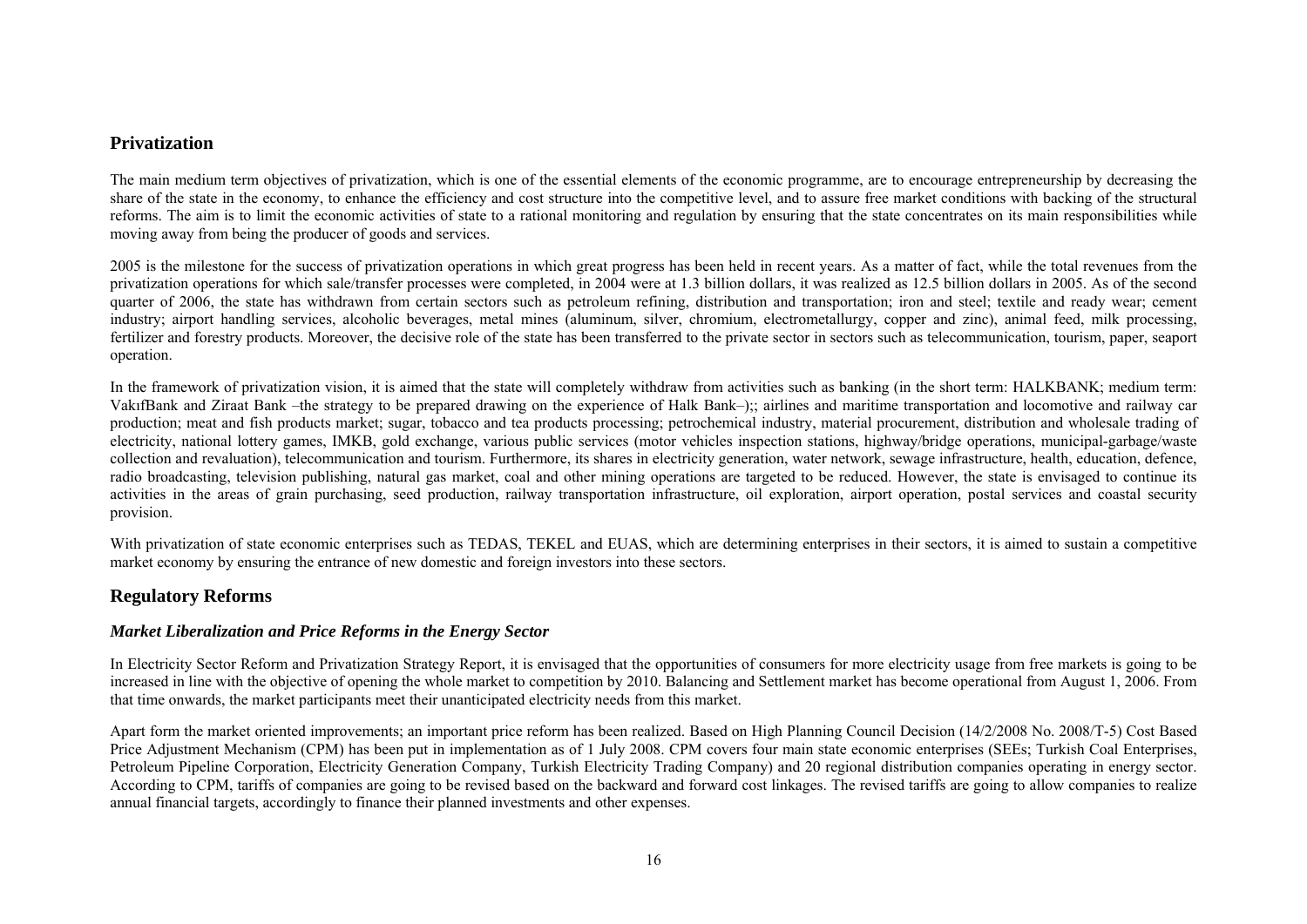## Privatization

The main medium term objectives of privatization, which is one of the essential elements of the economic programme, are to encourage entrepreneurship by decreasing the share of the state in the economy, to enhance the efficiency and cost structure into the competitive level, and to assure free market conditions with backing of the structural reforms. The aim is to limit the economic activities of state to a rational monitoring and regulation by ensuring that the state concentrates on its main responsibilities while moving away from being the producer of goods and services.

2005 is the milestone for the success of privatization operations in which great progress has been held in recent years. As a matter of fact, while the total revenues from the privatization operations for which sale/transfer processes were completed, in 2004 were at 1.3 billion dollars, it was realized as 12.5 billion dollars in 2005. As of the second quarter of 2006, the state has withdrawn from certain sectors such as petroleum refining, distribution and transportation; iron and steel; textile and ready wear; cement industry; airport handling services, alcoholic beverages, metal mines (aluminum, silver, chromium, electrometallurgy, copper and zinc), animal feed, milk processing, fertilizer and forestry products. Moreover, the decisive role of the state has been transferred to the private sector in sectors such as telecommunication, tourism, paper, seaport operation.

In the framework of privatization vision, it is aimed that the state will completely withdraw from activities such as banking (in the short term: HALKBANK; medium term: VakıfBank and Ziraat Bank –the strategy to be prepared drawing on the experience of Halk Bank–);; airlines and maritime transportation and locomotive and railway car production; meat and fish products market; sugar, tobacco and tea products processing; petrochemical industry, material procurement, distribution and wholesale trading of electricity, national lottery games, IMKB, gold exchange, various public services (motor vehicles inspection stations, highway/bridge operations, municipal-garbage/waste collection and revaluation), telecommunication and tourism. Furthermore, its shares in electricity generation, water network, sewage infrastructure, health, education, defence, radio broadcasting, television publishing, natural gas market, coal and other mining operations are targeted to be reduced. However, the state is envisaged to continue its activities in the areas of grain purchasing, seed production, railway transportation infrastructure, oil exploration, airport operation, postal services and coastal security provision.

With privatization of state economic enterprises such as TEDAS, TEKEL and EUAS, which are determining enterprises in their sectors, it is aimed to sustain a competitive market economy by ensuring the entrance of new domestic and foreign investors into these sectors.

## Regulatory Reforms

### *Market Liberalization and Price Reforms in the Energy Sector*

In Electricity Sector Reform and Privatization Strategy Report, it is envisaged that the opportunities of consumers for more electricity usage from free markets is going to be increased in line with the objective of opening the whole market to competition by 2010. Balancing and Settlement market has become operational from August 1, 2006. From that time onwards, the market participants meet their unanticipated electricity needs from this market.

Apart form the market oriented improvements; an important price reform has been realized. Based on High Planning Council Decision (14/2/2008 No. 2008/T-5) Cost Based Price Adjustment Mechanism (CPM) has been put in implementation as of 1 July 2008. CPM covers four main state economic enterprises (SEEs; Turkish Coal Enterprises, Petroleum Pipeline Corporation, Electricity Generation Company, Turkish Electricity Trading Company) and 20 regional distribution companies operating in energy sector. According to CPM, tariffs of companies are going to be revised based on the backward and forward cost linkages. The revised tariffs are going to allow companies to realize annual financial targets, accordingly to finance their planned investments and other expenses.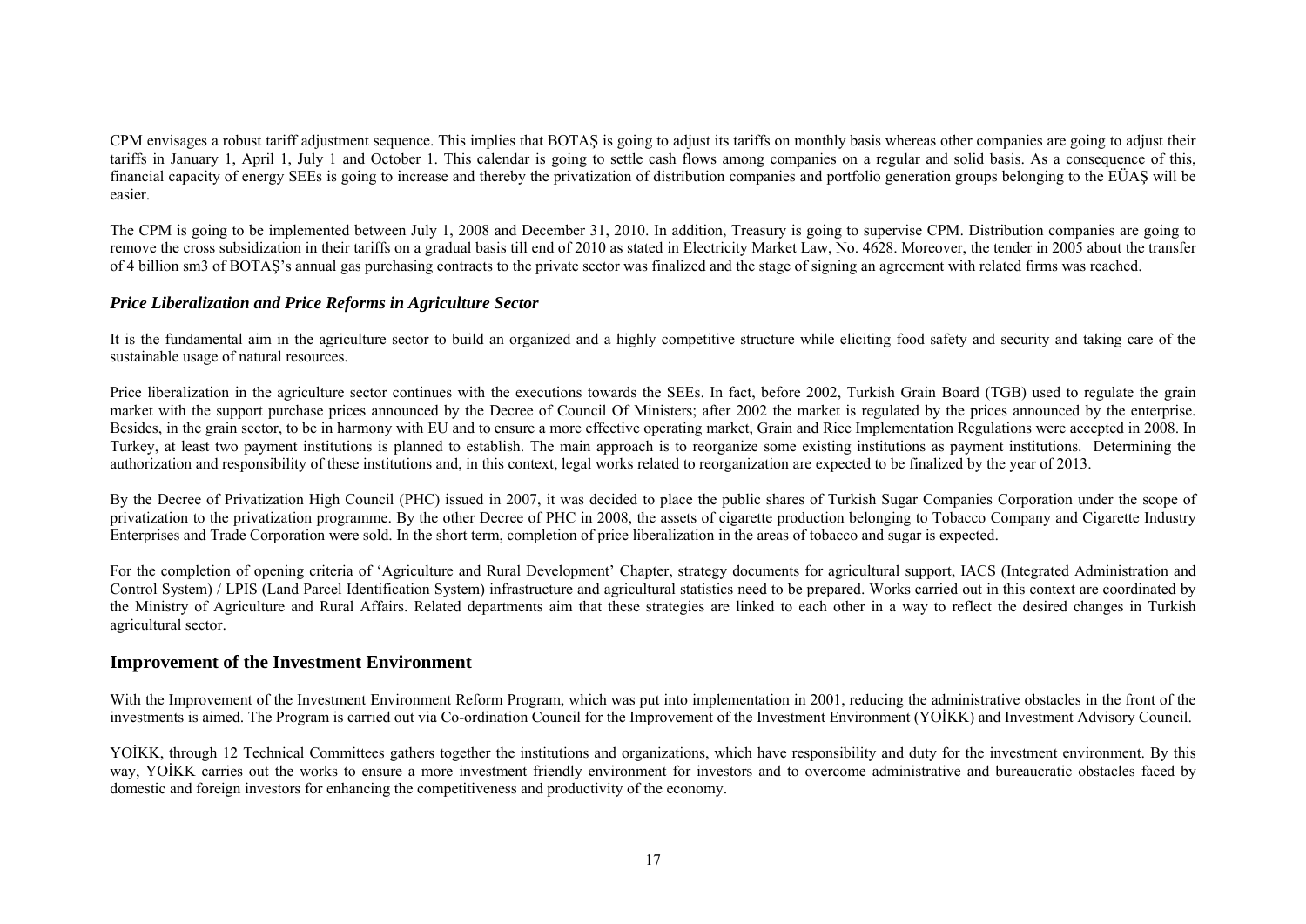CPM envisages a robust tariff adjustment sequence. This implies that BOTAŞ is going to adjust its tariffs on monthly basis whereas other companies are going to adjust their tariffs in January 1, April 1, July 1 and October 1. This calendar is going to settle cash flows among companies on a regular and solid basis. As a consequence of this, financial capacity of energy SEEs is going to increase and thereby the privatization of distribution companies and portfolio generation groups belonging to the EÜAŞ will be easier.

The CPM is going to be implemented between July 1, 2008 and December 31, 2010. In addition, Treasury is going to supervise CPM. Distribution companies are going to remove the cross subsidization in their tariffs on a gradual basis till end of 2010 as stated in Electricity Market Law, No. 4628. Moreover, the tender in 2005 about the transfer of 4 billion sm3 of BOTAŞ's annual gas purchasing contracts to the private sector was finalized and the stage of signing an agreement with related firms was reached.

### *Price Liberalization and Price Reforms in Agriculture Sector*

It is the fundamental aim in the agriculture sector to build an organized and a highly competitive structure while eliciting food safety and security and taking care of the sustainable usage of natural resources.

Price liberalization in the agriculture sector continues with the executions towards the SEEs. In fact, before 2002, Turkish Grain Board (TGB) used to regulate the grain market with the support purchase prices announced by the Decree of Council Of Ministers; after 2002 the market is regulated by the prices announced by the enterprise. Besides, in the grain sector, to be in harmony with EU and to ensure a more effective operating market, Grain and Rice Implementation Regulations were accepted in 2008. In Turkey, at least two payment institutions is planned to establish. The main approach is to reorganize some existing institutions as payment institutions. Determining the authorization and responsibility of these institutions and, in this context, legal works related to reorganization are expected to be finalized by the year of 2013.

By the Decree of Privatization High Council (PHC) issued in 2007, it was decided to place the public shares of Turkish Sugar Companies Corporation under the scope of privatization to the privatization programme. By the other Decree of PHC in 2008, the assets of cigarette production belonging to Tobacco Company and Cigarette Industry Enterprises and Trade Corporation were sold. In the short term, completion of price liberalization in the areas of tobacco and sugar is expected.

For the completion of opening criteria of 'Agriculture and Rural Development' Chapter, strategy documents for agricultural support, IACS (Integrated Administration and Control System) / LPIS (Land Parcel Identification System) infrastructure and agricultural statistics need to be prepared. Works carried out in this context are coordinated by the Ministry of Agriculture and Rural Affairs. Related departments aim that these strategies are linked to each other in a way to reflect the desired changes in Turkish agricultural sector.

## Improvement of the Investment Environment

With the Improvement of the Investment Environment Reform Program, which was put into implementation in 2001, reducing the administrative obstacles in the front of the investments is aimed. The Program is carried out via Co-ordination Council for the Improvement of the Investment Environment (YOİKK) and Investment Advisory Council.

YOİKK, through 12 Technical Committees gathers together the institutions and organizations, which have responsibility and duty for the investment environment. By this way, YOİKK carries out the works to ensure a more investment friendly environment for investors and to overcome administrative and bureaucratic obstacles faced by domestic and foreign investors for enhancing the competitiveness and productivity of the economy.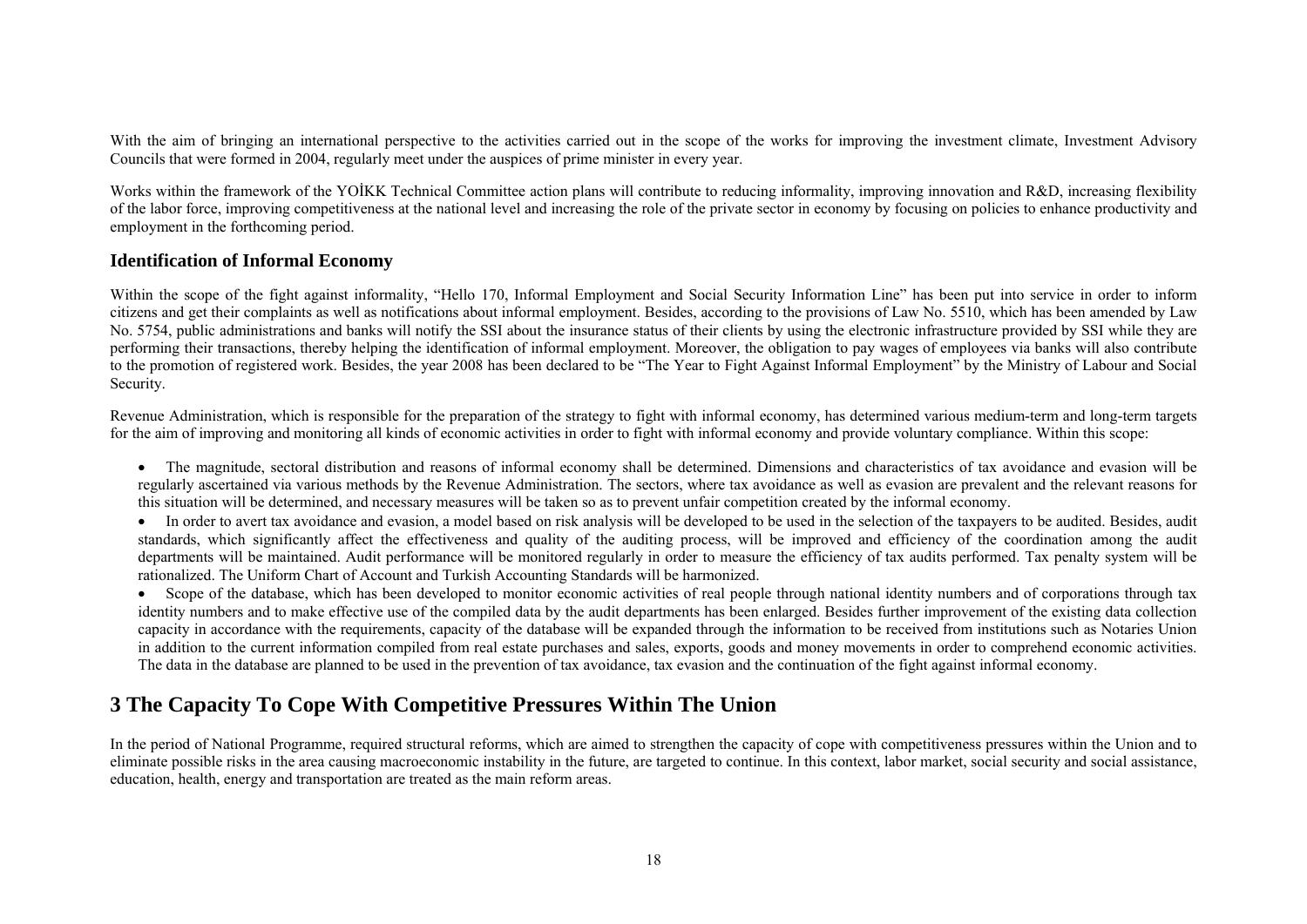With the aim of bringing an international perspective to the activities carried out in the scope of the works for improving the investment climate, Investment Advisory Councils that were formed in 2004, regularly meet under the auspices of prime minister in every year.

Works within the framework of the YOİKK Technical Committee action plans will contribute to reducing informality, improving innovation and R&D, increasing flexibility of the labor force, improving competitiveness at the national level and increasing the role of the private sector in economy by focusing on policies to enhance productivity and employment in the forthcoming period.

### Identification of Informal Economy

Within the scope of the fight against informality, "Hello 170, Informal Employment and Social Security Information Line" has been put into service in order to inform citizens and get their complaints as well as notifications about informal employment. Besides, according to the provisions of Law No. 5510, which has been amended by Law No. 5754, public administrations and banks will notify the SSI about the insurance status of their clients by using the electronic infrastructure provided by SSI while they are performing their transactions, thereby helping the identification of informal employment. Moreover, the obligation to pay wages of employees via banks will also contribute to the promotion of registered work. Besides, the year 2008 has been declared to be "The Year to Fight Against Informal Employment" by the Ministry of Labour and Social Security.

Revenue Administration, which is responsible for the preparation of the strategy to fight with informal economy, has determined various medium-term and long-term targets for the aim of improving and monitoring all kinds of economic activities in order to fight with informal economy and provide voluntary compliance. Within this scope:

- The magnitude, sectoral distribution and reasons of informal economy shall be determined. Dimensions and characteristics of tax avoidance and evasion will be regularly ascertained via various methods by the Revenue Administration. The sectors, where tax avoidance as well as evasion are prevalent and the relevant reasons for this situation will be determined, and necessary measures will be taken so as to prevent unfair competition created by the informal economy.
- In order to avert tax avoidance and evasion, a model based on risk analysis will be developed to be used in the selection of the taxpayers to be audited. Besides, audit standards, which significantly affect the effectiveness and quality of the auditing process, will be improved and efficiency of the coordination among the audit departments will be maintained. Audit performance will be monitored regularly in order to measure the efficiency of tax audits performed. Tax penalty system will be rationalized. The Uniform Chart of Account and Turkish Accounting Standards will be harmonized.
- Scope of the database, which has been developed to monitor economic activities of real people through national identity numbers and of corporations through tax identity numbers and to make effective use of the compiled data by the audit departments has been enlarged. Besides further improvement of the existing data collection capacity in accordance with the requirements, capacity of the database will be expanded through the information to be received from institutions such as Notaries Union in addition to the current information compiled from real estate purchases and sales, exports, goods and money movements in order to comprehend economic activities. The data in the database are planned to be used in the prevention of tax avoidance, tax evasion and the continuation of the fight against informal economy.

## 3 The Capacity To Cope With Competitive Pressures Within The Union

In the period of National Programme, required structural reforms, which are aimed to strengthen the capacity of cope with competitiveness pressures within the Union and to eliminate possible risks in the area causing macroeconomic instability in the future, are targeted to continue. In this context, labor market, social security and social assistance, education, health, energy and transportation are treated as the main reform areas.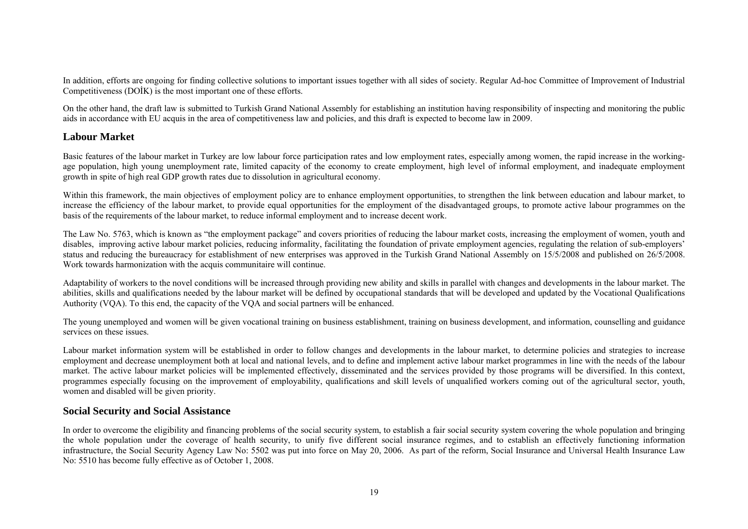In addition, efforts are ongoing for finding collective solutions to important issues together with all sides of society. Regular Ad-hoc Committee of Improvement of Industrial Competitiveness (DOİK) is the most important one of these efforts.

On the other hand, the draft law is submitted to Turkish Grand National Assembly for establishing an institution having responsibility of inspecting and monitoring the public aids in accordance with EU acquis in the area of competitiveness law and policies, and this draft is expected to become law in 2009.

## Labour Market

Basic features of the labour market in Turkey are low labour force participation rates and low employment rates, especially among women, the rapid increase in the working-age population, high young unemployment rate, limited capacity of the economy to create employment, high level of informal employment, and inadequate employment growth in spite of high real GDP growth rates due to dissolution in agricultural economy.

Within this framework, the main objectives of employment policy are to enhance employment opportunities, to strengthen the link between education and labour market, to increase the efficiency of the labour market, to provide equal opportunities for the employment of the disadvantaged groups, to promote active labour programmes on the basis of the requirements of the labour market, to reduce informal employment and to increase decent work.

The Law No. 5763, which is known as "the employment package" and covers priorities of reducing the labour market costs, increasing the employment of women, youth and disables, improving active labour market policies, reducing informality, facilitating the foundation of private employment agencies, regulating the relation of sub-employers' status and reducing the bureaucracy for establishment of new enterprises was approved in the Turkish Grand National Assembly on 15/5/2008 and published on 26/5/2008. Work towards harmonization with the acquis communitaire will continue.

Adaptability of workers to the novel conditions will be increased through providing new ability and skills in parallel with changes and developments in the labour market. The abilities, skills and qualifications needed by the labour market will be defined by occupational standards that will be developed and updated by the Vocational Qualifications Authority (VQA). To this end, the capacity of the VQA and social partners will be enhanced.

The young unemployed and women will be given vocational training on business establishment, training on business development, and information, counselling and guidance services on these issues.

Labour market information system will be established in order to follow changes and developments in the labour market, to determine policies and strategies to increase employment and decrease unemployment both at local and national levels, and to define and implement active labour market programmes in line with the needs of the labour market. The active labour market policies will be implemented effectively, disseminated and the services provided by those programs will be diversified. In this context, programmes especially focusing on the improvement of employability, qualifications and skill levels of unqualified workers coming out of the agricultural sector, youth, women and disabled will be given priority.

## Social Security and Social Assistance

In order to overcome the eligibility and financing problems of the social security system, to establish a fair social security system covering the whole population and bringing the whole population under the coverage of health security, to unify five different social insurance regimes, and to establish an effectively functioning information infrastructure, the Social Security Agency Law No: 5502 was put into force on May 20, 2006. As part of the reform, Social Insurance and Universal Health Insurance Law No: 5510 has become fully effective as of October 1, 2008.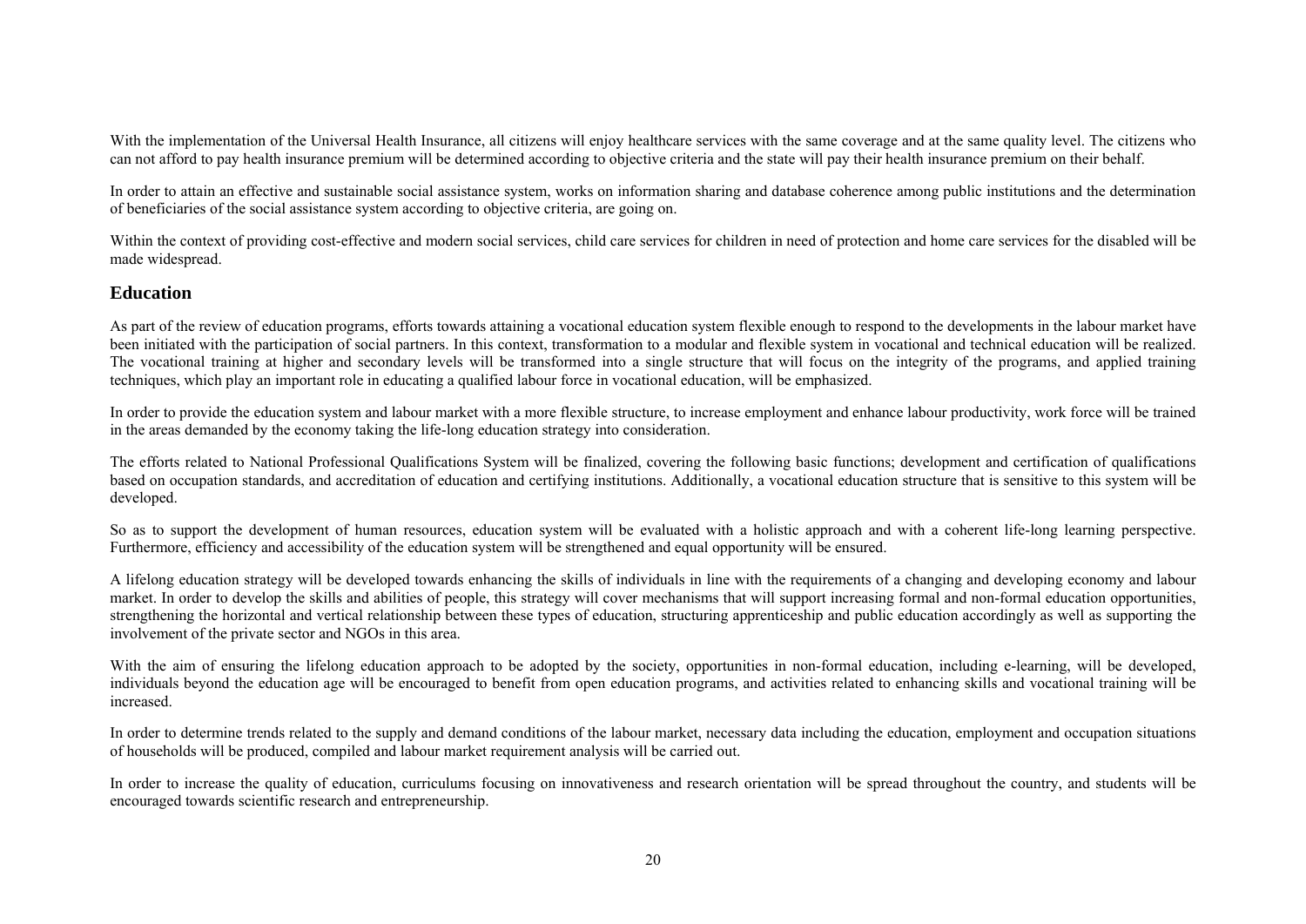With the implementation of the Universal Health Insurance, all citizens will enjoy healthcare services with the same coverage and at the same quality level. The citizens who can not afford to pay health insurance premium will be determined according to objective criteria and the state will pay their health insurance premium on their behalf.

In order to attain an effective and sustainable social assistance system, works on information sharing and database coherence among public institutions and the determination of beneficiaries of the social assistance system according to objective criteria, are going on.

Within the context of providing cost-effective and modern social services, child care services for children in need of protection and home care services for the disabled will be made widespread.

## Education

As part of the review of education programs, efforts towards attaining a vocational education system flexible enough to respond to the developments in the labour market have been initiated with the participation of social partners. In this context, transformation to a modular and flexible system in vocational and technical education will be realized. The vocational training at higher and secondary levels will be transformed into a single structure that will focus on the integrity of the programs, and applied training techniques, which play an important role in educating a qualified labour force in vocational education, will be emphasized.

In order to provide the education system and labour market with a more flexible structure, to increase employment and enhance labour productivity, work force will be trained in the areas demanded by the economy taking the life-long education strategy into consideration.

The efforts related to National Professional Qualifications System will be finalized, covering the following basic functions; development and certification of qualifications based on occupation standards, and accreditation of education and certifying institutions. Additionally, a vocational education structure that is sensitive to this system will be developed.

So as to support the development of human resources, education system will be evaluated with a holistic approach and with a coherent life-long learning perspective. Furthermore, efficiency and accessibility of the education system will be strengthened and equal opportunity will be ensured.

A lifelong education strategy will be developed towards enhancing the skills of individuals in line with the requirements of a changing and developing economy and labour market. In order to develop the skills and abilities of people, this strategy will cover mechanisms that will support increasing formal and non-formal education opportunities, strengthening the horizontal and vertical relationship between these types of education, structuring apprenticeship and public education accordingly as well as supporting the involvement of the private sector and NGOs in this area.

With the aim of ensuring the lifelong education approach to be adopted by the society, opportunities in non-formal education, including e-learning, will be developed, individuals beyond the education age will be encouraged to benefit from open education programs, and activities related to enhancing skills and vocational training will be increased.

In order to determine trends related to the supply and demand conditions of the labour market, necessary data including the education, employment and occupation situations of households will be produced, compiled and labour market requirement analysis will be carried out.

In order to increase the quality of education, curriculums focusing on innovativeness and research orientation will be spread throughout the country, and students will be encouraged towards scientific research and entrepreneurship.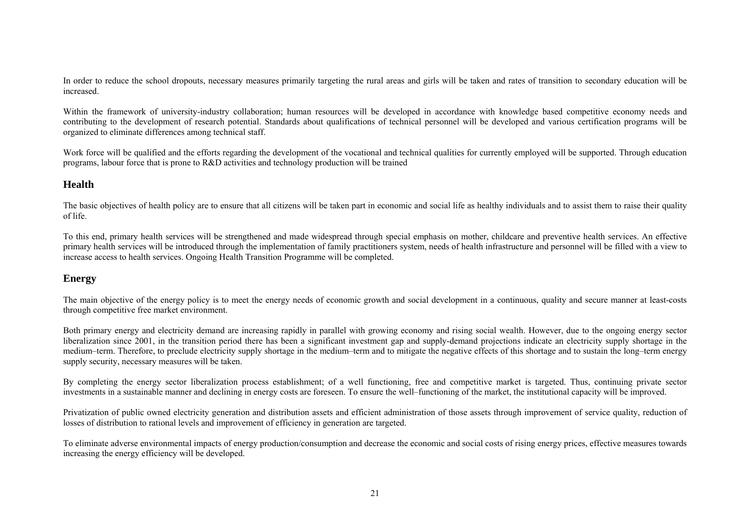In order to reduce the school dropouts, necessary measures primarily targeting the rural areas and girls will be taken and rates of transition to secondary education will be increased.

Within the framework of university-industry collaboration; human resources will be developed in accordance with knowledge based competitive economy needs and contributing to the development of research potential. Standards about qualifications of technical personnel will be developed and various certification programs will be organized to eliminate differences among technical staff.

Work force will be qualified and the efforts regarding the development of the vocational and technical qualities for currently employed will be supported. Through education programs, labour force that is prone to R&D activities and technology production will be trained

## Health

The basic objectives of health policy are to ensure that all citizens will be taken part in economic and social life as healthy individuals and to assist them to raise their quality of life.

To this end, primary health services will be strengthened and made widespread through special emphasis on mother, childcare and preventive health services. An effective primary health services will be introduced through the implementation of family practitioners system, needs of health infrastructure and personnel will be filled with a view to increase access to health services. Ongoing Health Transition Programme will be completed.

## Energy

The main objective of the energy policy is to meet the energy needs of economic growth and social development in a continuous, quality and secure manner at least-costs through competitive free market environment.

Both primary energy and electricity demand are increasing rapidly in parallel with growing economy and rising social wealth. However, due to the ongoing energy sector liberalization since 2001, in the transition period there has been a significant investment gap and supply-demand projections indicate an electricity supply shortage in the medium–term. Therefore, to preclude electricity supply shortage in the medium–term and to mitigate the negative effects of this shortage and to sustain the long–term energy supply security, necessary measures will be taken.

By completing the energy sector liberalization process establishment; of a well functioning, free and competitive market is targeted. Thus, continuing private sector investments in a sustainable manner and declining in energy costs are foreseen. To ensure the well–functioning of the market, the institutional capacity will be improved.

Privatization of public owned electricity generation and distribution assets and efficient administration of those assets through improvement of service quality, reduction of losses of distribution to rational levels and improvement of efficiency in generation are targeted.

To eliminate adverse environmental impacts of energy production/consumption and decrease the economic and social costs of rising energy prices, effective measures towards increasing the energy efficiency will be developed.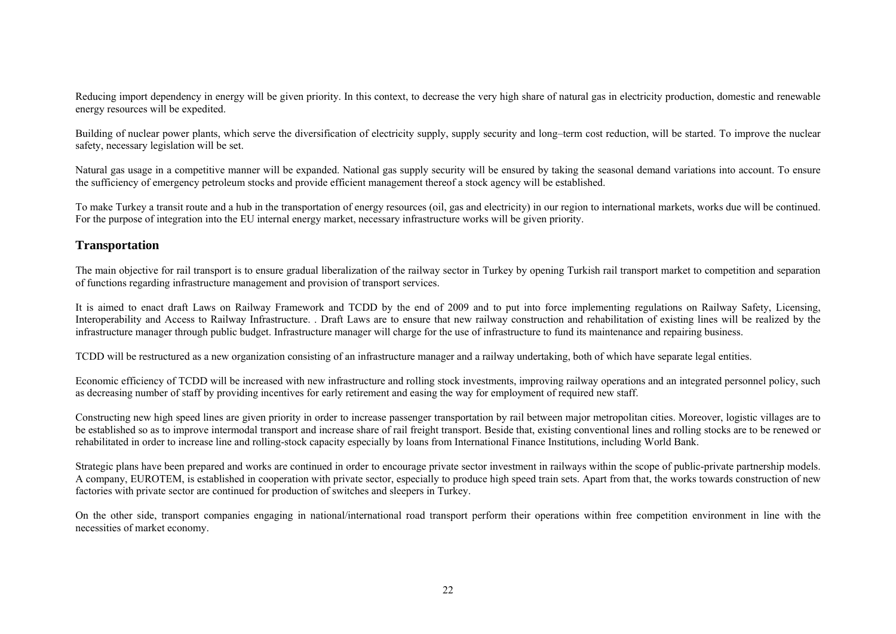Reducing import dependency in energy will be given priority. In this context, to decrease the very high share of natural gas in electricity production, domestic and renewable energy resources will be expedited.

Building of nuclear power plants, which serve the diversification of electricity supply, supply security and long–term cost reduction, will be started. To improve the nuclear safety, necessary legislation will be set.

Natural gas usage in a competitive manner will be expanded. National gas supply security will be ensured by taking the seasonal demand variations into account. To ensure the sufficiency of emergency petroleum stocks and provide efficient management thereof a stock agency will be established.

To make Turkey a transit route and a hub in the transportation of energy resources (oil, gas and electricity) in our region to international markets, works due will be continued. For the purpose of integration into the EU internal energy market, necessary infrastructure works will be given priority.

## Transportation

The main objective for rail transport is to ensure gradual liberalization of the railway sector in Turkey by opening Turkish rail transport market to competition and separation of functions regarding infrastructure management and provision of transport services.

It is aimed to enact draft Laws on Railway Framework and TCDD by the end of 2009 and to put into force implementing regulations on Railway Safety, Licensing, Interoperability and Access to Railway Infrastructure. . Draft Laws are to ensure that new railway construction and rehabilitation of existing lines will be realized by the infrastructure manager through public budget. Infrastructure manager will charge for the use of infrastructure to fund its maintenance and repairing business.

TCDD will be restructured as a new organization consisting of an infrastructure manager and a railway undertaking, both of which have separate legal entities.

Economic efficiency of TCDD will be increased with new infrastructure and rolling stock investments, improving railway operations and an integrated personnel policy, such as decreasing number of staff by providing incentives for early retirement and easing the way for employment of required new staff.

Constructing new high speed lines are given priority in order to increase passenger transportation by rail between major metropolitan cities. Moreover, logistic villages are to be established so as to improve intermodal transport and increase share of rail freight transport. Beside that, existing conventional lines and rolling stocks are to be renewed or rehabilitated in order to increase line and rolling-stock capacity especially by loans from International Finance Institutions, including World Bank.

Strategic plans have been prepared and works are continued in order to encourage private sector investment in railways within the scope of public-private partnership models. A company, EUROTEM, is established in cooperation with private sector, especially to produce high speed train sets. Apart from that, the works towards construction of new factories with private sector are continued for production of switches and sleepers in Turkey.

On the other side, transport companies engaging in national/international road transport perform their operations within free competition environment in line with the necessities of market economy.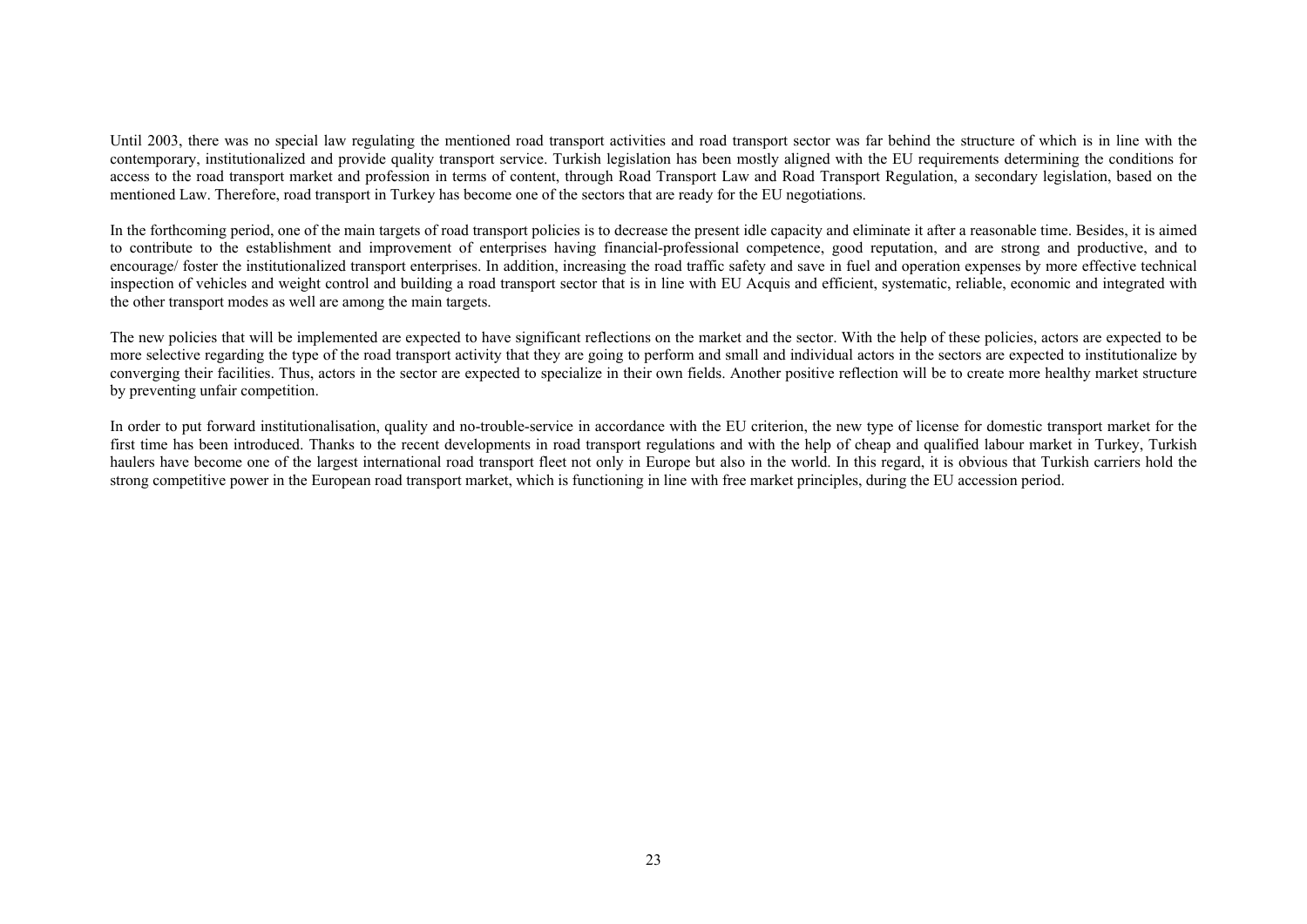Until 2003, there was no special law regulating the mentioned road transport activities and road transport sector was far behind the structure of which is in line with the contemporary, institutionalized and provide quality transport service. Turkish legislation has been mostly aligned with the EU requirements determining the conditions for access to the road transport market and profession in terms of content, through Road Transport Law and Road Transport Regulation, a secondary legislation, based on the mentioned Law. Therefore, road transport in Turkey has become one of the sectors that are ready for the EU negotiations.

In the forthcoming period, one of the main targets of road transport policies is to decrease the present idle capacity and eliminate it after a reasonable time. Besides, it is aimed to contribute to the establishment and improvement of enterprises having financial-professional competence, good reputation, and are strong and productive, and to encourage/ foster the institutionalized transport enterprises. In addition, increasing the road traffic safety and save in fuel and operation expenses by more effective technical inspection of vehicles and weight control and building a road transport sector that is in line with EU Acquis and efficient, systematic, reliable, economic and integrated with the other transport modes as well are among the main targets.

The new policies that will be implemented are expected to have significant reflections on the market and the sector. With the help of these policies, actors are expected to be more selective regarding the type of the road transport activity that they are going to perform and small and individual actors in the sectors are expected to institutionalize by converging their facilities. Thus, actors in the sector are expected to specialize in their own fields. Another positive reflection will be to create more healthy market structure by preventing unfair competition.

In order to put forward institutionalisation, quality and no-trouble-service in accordance with the EU criterion, the new type of license for domestic transport market for the first time has been introduced. Thanks to the recent developments in road transport regulations and with the help of cheap and qualified labour market in Turkey, Turkish haulers have become one of the largest international road transport fleet not only in Europe but also in the world. In this regard, it is obvious that Turkish carriers hold the strong competitive power in the European road transport market, which is functioning in line with free market principles, during the EU accession period.